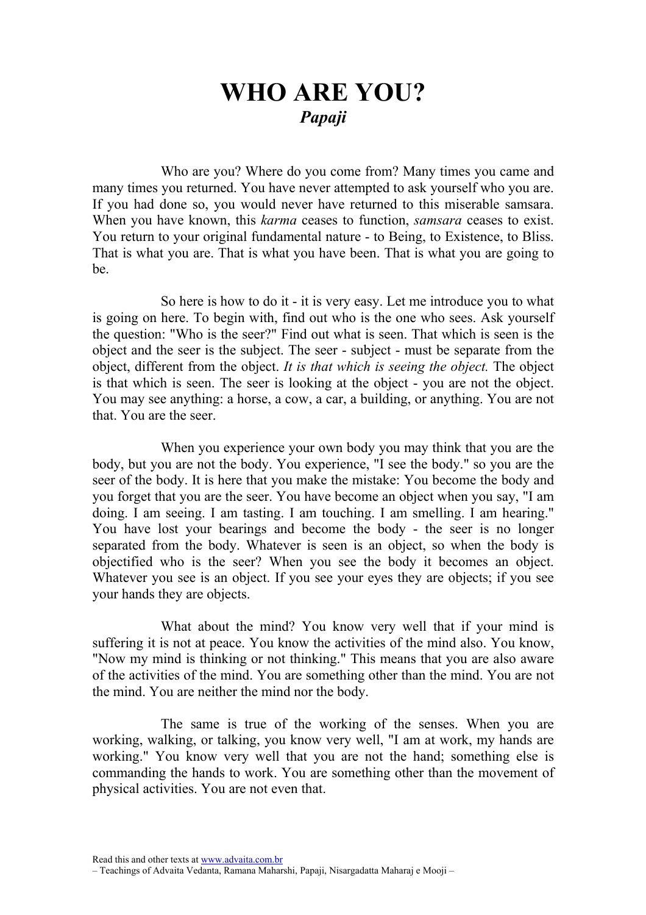# WHO ARE YOU?

## *Papaji*

Who are you? Where do you come from? Many times you came and many times you returned. You have never attempted to ask yourself who you are. If you had done so, you would never have returned to this miserable samsara. When you have known, this *karma* ceases to function, *samsara* ceases to exist. You return to your original fundamental nature - to Being, to Existence, to Bliss. That is what you are. That is what you have been. That is what you are going to be.

So here is how to do it - it is very easy. Let me introduce you to what is going on here. To begin with, find out who is the one who sees. Ask yourself the question: "Who is the seer?" Find out what is seen. That which is seen is the object and the seer is the subject. The seer - subject - must be separate from the object, different from the object. *It is that which is seeing the object.* The object is that which is seen. The seer is looking at the object - you are not the object. You may see anything: a horse, a cow, a car, a building, or anything. You are not that. You are the seer.

When you experience your own body you may think that you are the body, but you are not the body. You experience, "I see the body." so you are the seer of the body. It is here that you make the mistake: You become the body and you forget that you are the seer. You have become an object when you say, "I am doing. I am seeing. I am tasting. I am touching. I am smelling. I am hearing." You have lost your bearings and become the body - the seer is no longer separated from the body. Whatever is seen is an object, so when the body is objectified who is the seer? When you see the body it becomes an object. Whatever you see is an object. If you see your eyes they are objects; if you see your hands they are objects.

What about the mind? You know very well that if your mind is suffering it is not at peace. You know the activities of the mind also. You know, "Now my mind is thinking or not thinking." This means that you are also aware of the activities of the mind. You are something other than the mind. You are not the mind. You are neither the mind nor the body.

The same is true of the working of the senses. When you are working, walking, or talking, you know very well, "I am at work, my hands are working." You know very well that you are not the hand; something else is commanding the hands to work. You are something other than the movement of physical activities. You are not even that.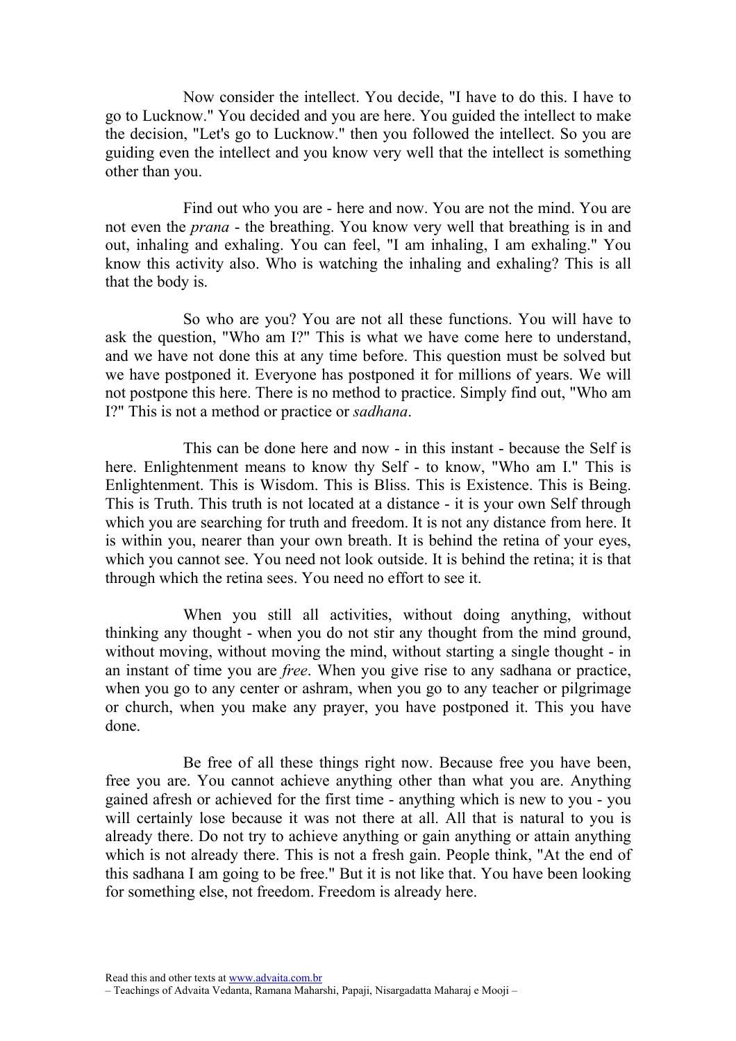Now consider the intellect. You decide, "I have to do this. I have to go to Lucknow." You decided and you are here. You guided the intellect to make the decision, "Let's go to Lucknow." then you followed the intellect. So you are guiding even the intellect and you know very well that the intellect is something other than you.

Find out who you are - here and now. You are not the mind. You are not even the *prana* - the breathing. You know very well that breathing is in and out, inhaling and exhaling. You can feel, "I am inhaling, I am exhaling." You know this activity also. Who is watching the inhaling and exhaling? This is all that the body is.

So who are you? You are not all these functions. You will have to ask the question, "Who am I?" This is what we have come here to understand, and we have not done this at any time before. This question must be solved but we have postponed it. Everyone has postponed it for millions of years. We will not postpone this here. There is no method to practice. Simply find out, "Who am I?" This is not a method or practice or *sadhana*.

This can be done here and now - in this instant - because the Self is here. Enlightenment means to know thy Self - to know, "Who am I." This is Enlightenment. This is Wisdom. This is Bliss. This is Existence. This is Being. This is Truth. This truth is not located at a distance - it is your own Self through which you are searching for truth and freedom. It is not any distance from here. It is within you, nearer than your own breath. It is behind the retina of your eyes, which you cannot see. You need not look outside. It is behind the retina; it is that through which the retina sees. You need no effort to see it.

When you still all activities, without doing anything, without thinking any thought - when you do not stir any thought from the mind ground, without moving, without moving the mind, without starting a single thought - in an instant of time you are *free*. When you give rise to any sadhana or practice, when you go to any center or ashram, when you go to any teacher or pilgrimage or church, when you make any prayer, you have postponed it. This you have done.

Be free of all these things right now. Because free you have been, free you are. You cannot achieve anything other than what you are. Anything gained afresh or achieved for the first time - anything which is new to you - you will certainly lose because it was not there at all. All that is natural to you is already there. Do not try to achieve anything or gain anything or attain anything which is not already there. This is not a fresh gain. People think, "At the end of this sadhana I am going to be free." But it is not like that. You have been looking for something else, not freedom. Freedom is already here.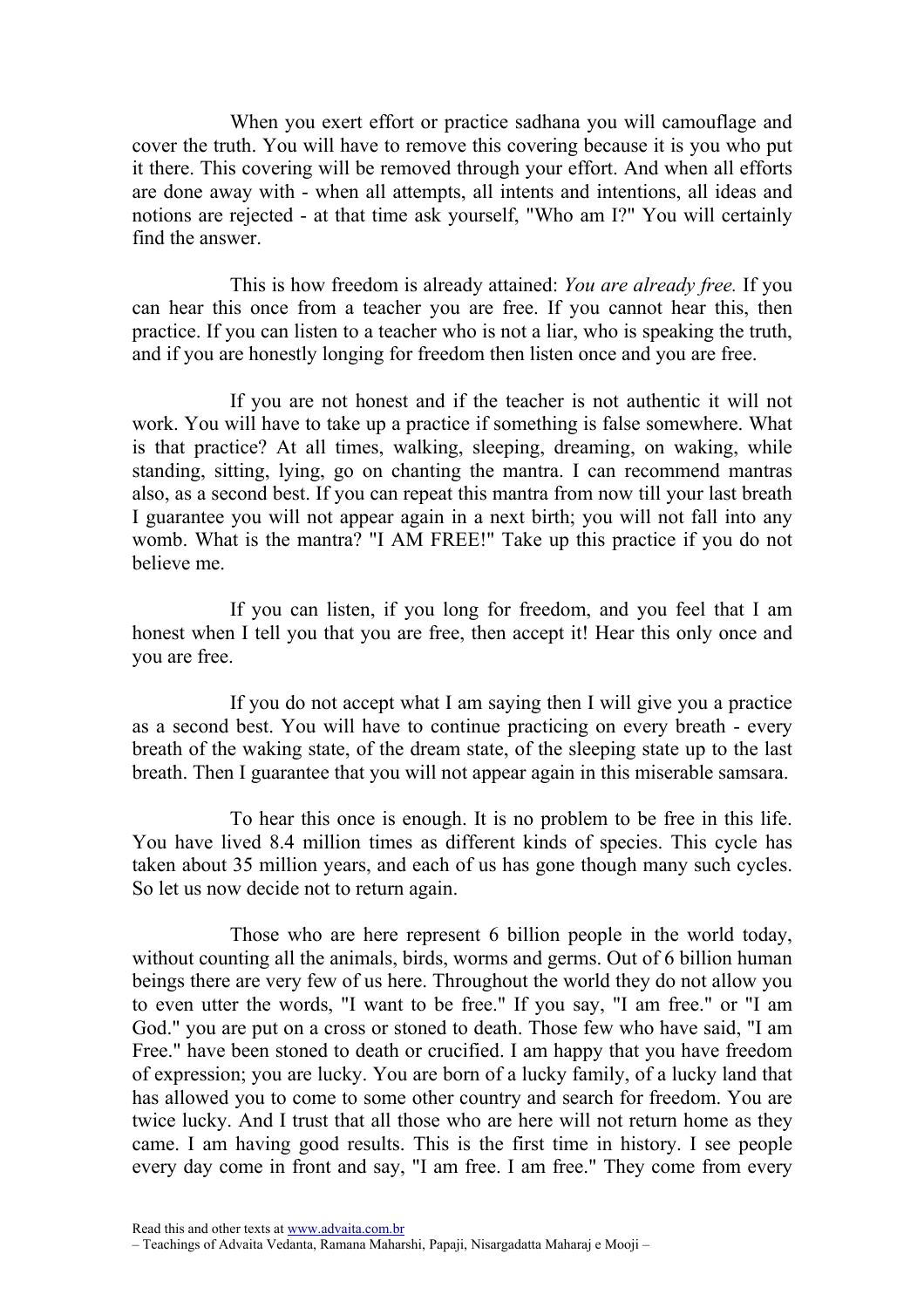When you exert effort or practice sadhana you will camouflage and cover the truth. You will have to remove this covering because it is you who put it there. This covering will be removed through your effort. And when all efforts are done away with - when all attempts, all intents and intentions, all ideas and notions are rejected - at that time ask yourself, "Who am I?" You will certainly find the answer.

This is how freedom is already attained: *You are already free.* If you can hear this once from a teacher you are free. If you cannot hear this, then practice. If you can listen to a teacher who is not a liar, who is speaking the truth, and if you are honestly longing for freedom then listen once and you are free.

If you are not honest and if the teacher is not authentic it will not work. You will have to take up a practice if something is false somewhere. What is that practice? At all times, walking, sleeping, dreaming, on waking, while standing, sitting, lying, go on chanting the mantra. I can recommend mantras also, as a second best. If you can repeat this mantra from now till your last breath I guarantee you will not appear again in a next birth; you will not fall into any womb. What is the mantra? "I AM FREE!" Take up this practice if you do not believe me.

If you can listen, if you long for freedom, and you feel that I am honest when I tell you that you are free, then accept it! Hear this only once and you are free.

If you do not accept what I am saying then I will give you a practice as a second best. You will have to continue practicing on every breath - every breath of the waking state, of the dream state, of the sleeping state up to the last breath. Then I guarantee that you will not appear again in this miserable samsara.

To hear this once is enough. It is no problem to be free in this life. You have lived 8.4 million times as different kinds of species. This cycle has taken about 35 million years, and each of us has gone though many such cycles. So let us now decide not to return again.

Those who are here represent 6 billion people in the world today, without counting all the animals, birds, worms and germs. Out of 6 billion human beings there are very few of us here. Throughout the world they do not allow you to even utter the words, "I want to be free." If you say, "I am free." or "I am God." you are put on a cross or stoned to death. Those few who have said, "I am Free." have been stoned to death or crucified. I am happy that you have freedom of expression; you are lucky. You are born of a lucky family, of a lucky land that has allowed you to come to some other country and search for freedom. You are twice lucky. And I trust that all those who are here will not return home as they came. I am having good results. This is the first time in history. I see people every day come in front and say, "I am free. I am free." They come from every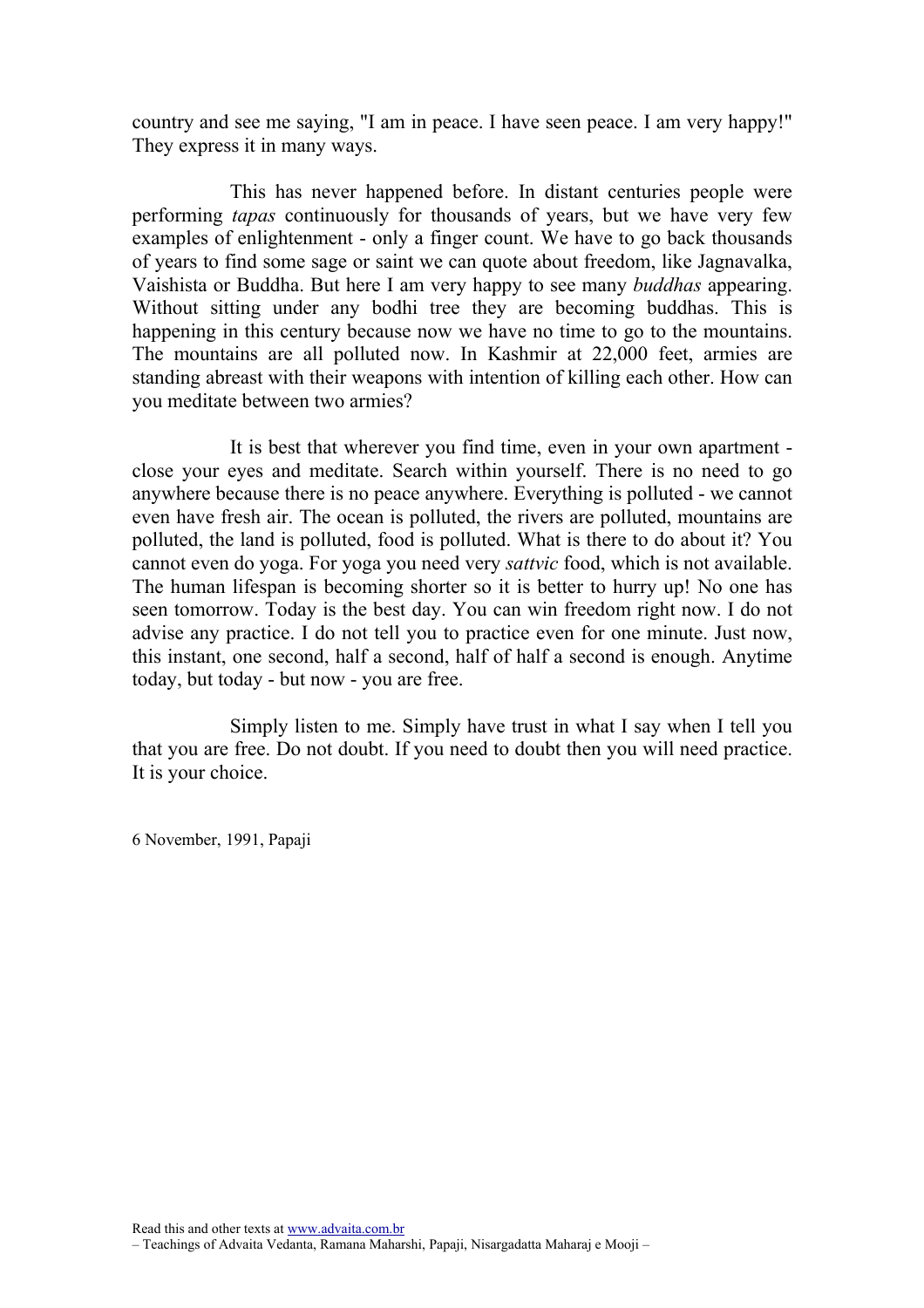country and see me saying, "I am in peace. I have seen peace. I am very happy!" They express it in many ways.

This has never happened before. In distant centuries people were performing *tapas* continuously for thousands of years, but we have very few examples of enlightenment - only a finger count. We have to go back thousands of years to find some sage or saint we can quote about freedom, like Jagnavalka, Vaishista or Buddha. But here I am very happy to see many *buddhas* appearing. Without sitting under any bodhi tree they are becoming buddhas. This is happening in this century because now we have no time to go to the mountains. The mountains are all polluted now. In Kashmir at 22,000 feet, armies are standing abreast with their weapons with intention of killing each other. How can you meditate between two armies?

It is best that wherever you find time, even in your own apartment - close your eyes and meditate. Search within yourself. There is no need to go anywhere because there is no peace anywhere. Everything is polluted - we cannot even have fresh air. The ocean is polluted, the rivers are polluted, mountains are polluted, the land is polluted, food is polluted. What is there to do about it? You cannot even do yoga. For yoga you need very *sattvic* food, which is not available. The human lifespan is becoming shorter so it is better to hurry up! No one has seen tomorrow. Today is the best day. You can win freedom right now. I do not advise any practice. I do not tell you to practice even for one minute. Just now, this instant, one second, half a second, half of half a second is enough. Anytime today, but today - but now - you are free.

Simply listen to me. Simply have trust in what I say when I tell you that you are free. Do not doubt. If you need to doubt then you will need practice. It is your choice.

6 November, 1991, Papaji

Read this and other texts at www.advaita.com.br
– Teachings of Advaita Vedanta, Ramana Maharshi, Papaji, Nisargadatta Maharaj e Mooji –